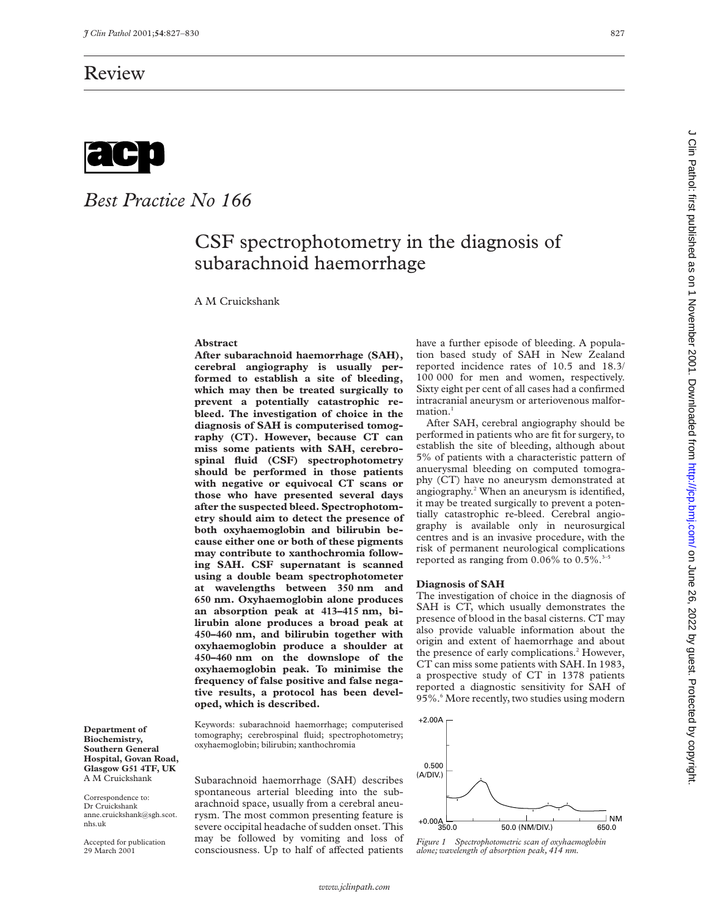# Review

*Best Practice No 166*

# CSF spectrophotometry in the diagnosis of subarachnoid haemorrhage

A M Cruickshank

**Department of Biochemistry, Southern General Hospital, Govan Road, Glasgow G51 4TF, UK**
A M Cruickshank

Correspondence to: Dr Cruickshank anne.cruickshank@sgh.scot.nhs.uk

Accepted for publication 29 March 2001

## Abstract

**After subarachnoid haemorrhage (SAH), cerebral angiography is usually performed to establish a site of bleeding, which may then be treated surgically to prevent a potentially catastrophic rebleed. The investigation of choice in the diagnosis of SAH is computerised tomography (CT). However, because CT can miss some patients with SAH, cerebrospinal fluid (CSF) spectrophotometry should be performed in those patients with negative or equivocal CT scans or those who have presented several days after the suspected bleed. Spectrophotometry should aim to detect the presence of both oxyhaemoglobin and bilirubin because either one or both of these pigments may contribute to xanthochromia following SAH. CSF supernatant is scanned using a double beam spectrophotometer at wavelengths between 350 nm and 650 nm. Oxyhaemoglobin alone produces an absorption peak at 413–415 nm, bilirubin alone produces a broad peak at 450–460 nm, and bilirubin together with oxyhaemoglobin produce a shoulder at 450–460 nm on the downslope of the oxyhaemoglobin peak. To minimise the frequency of false positive and false negative results, a protocol has been developed, which is described.**

Keywords: subarachnoid haemorrhage; computerised tomography; cerebrospinal fluid; spectrophotometry; oxyhaemoglobin; bilirubin; xanthochromia

Subarachnoid haemorrhage (SAH) describes spontaneous arterial bleeding into the subarachnoid space, usually from a cerebral aneurysm. The most common presenting feature is severe occipital headache of sudden onset. This may be followed by vomiting and loss of consciousness. Up to half of affected patients have a further episode of bleeding. A population based study of SAH in New Zealand reported incidence rates of 10.5 and 18.3/100 000 for men and women, respectively. Sixty eight per cent of all cases had a confirmed intracranial aneurysm or arteriovenous malformation.[1]

After SAH, cerebral angiography should be performed in patients who are fit for surgery, to establish the site of bleeding, although about 5% of patients with a characteristic pattern of anuerysmal bleeding on computed tomography (CT) have no aneurysm demonstrated at angiography.[2] When an aneurysm is identified, it may be treated surgically to prevent a potentially catastrophic re-bleed. Cerebral angiography is available only in neurosurgical centres and is an invasive procedure, with the risk of permanent neurological complications reported as ranging from 0.06% to 0.5%.[3–5]

### Diagnosis of SAH

The investigation of choice in the diagnosis of SAH is CT, which usually demonstrates the presence of blood in the basal cisterns. CT may also provide valuable information about the origin and extent of haemorrhage and about the presence of early complications.[2] However, CT can miss some patients with SAH. In 1983, a prospective study of CT in 1378 patients reported a diagnostic sensitivity for SAH of 95%.[6] More recently, two studies using modern

*Figure 1 Spectrophotometric scan of oxyhaemoglobin alone; wavelength of absorption peak, 414 nm.*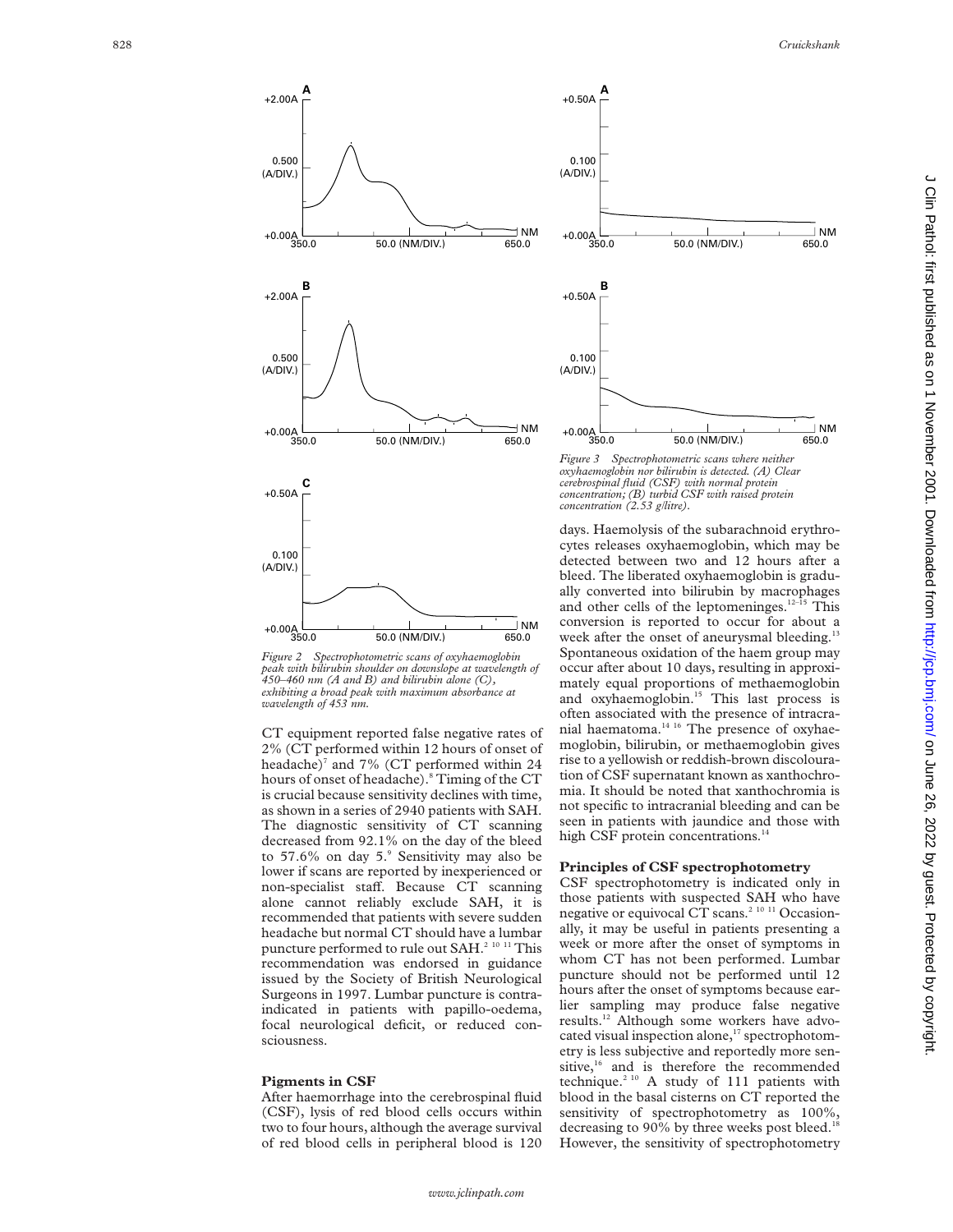Figure 2 Spectrophotometric scans of oxyhaemoglobin peak with bilirubin shoulder on downslope at wavelength of 450–460 nm (A and B) and bilirubin alone (C), exhibiting a broad peak with maximum absorbance at wavelength of 453 nm.

Figure 3 Spectrophotometric scans where neither oxyhaemoglobin nor bilirubin is detected. (A) Clear cerebrospinal fluid (CSF) with normal protein concentration; (B) turbid CSF with raised protein concentration (2.53 g/litre).

CT equipment reported false negative rates of 2% (CT performed within 12 hours of onset of headache)[7] and 7% (CT performed within 24 hours of onset of headache).[8] Timing of the CT is crucial because sensitivity declines with time, as shown in a series of 2940 patients with SAH. The diagnostic sensitivity of CT scanning decreased from 92.1% on the day of the bleed to 57.6% on day 5.[9] Sensitivity may also be lower if scans are reported by inexperienced or non-specialist staff. Because CT scanning alone cannot reliably exclude SAH, it is recommended that patients with severe sudden headache but normal CT should have a lumbar puncture performed to rule out SAH.[2 10 11] This recommendation was endorsed in guidance issued by the Society of British Neurological Surgeons in 1997. Lumbar puncture is contraindicated in patients with papillo-oedema, focal neurological deficit, or reduced consciousness.

## Pigments in CSF

After haemorrhage into the cerebrospinal fluid (CSF), lysis of red blood cells occurs within two to four hours, although the average survival of red blood cells in peripheral blood is 120 days. Haemolysis of the subarachnoid erythrocytes releases oxyhaemoglobin, which may be detected between two and 12 hours after a bleed. The liberated oxyhaemoglobin is gradually converted into bilirubin by macrophages and other cells of the leptomeninges.[12–15] This conversion is reported to occur for about a week after the onset of aneurysmal bleeding.[13] Spontaneous oxidation of the haem group may occur after about 10 days, resulting in approximately equal proportions of methaemoglobin and oxyhaemoglobin.[15] This last process is often associated with the presence of intracranial haematoma.[14 16] The presence of oxyhaemoglobin, bilirubin, or methaemoglobin gives rise to a yellowish or reddish-brown discolouration of CSF supernatant known as xanthochromia. It should be noted that xanthochromia is not specific to intracranial bleeding and can be seen in patients with jaundice and those with high CSF protein concentrations.[14]

## Principles of CSF spectrophotometry

CSF spectrophotometry is indicated only in those patients with suspected SAH who have negative or equivocal CT scans.[2 10 11] Occasionally, it may be useful in patients presenting a week or more after the onset of symptoms in whom CT has not been performed. Lumbar puncture should not be performed until 12 hours after the onset of symptoms because earlier sampling may produce false negative results.[12] Although some workers have advocated visual inspection alone,[17] spectrophotometry is less subjective and reportedly more sensitive,[16] and is therefore the recommended technique.[2 10] A study of 111 patients with blood in the basal cisterns on CT reported the sensitivity of spectrophotometry as 100%, decreasing to 90% by three weeks post bleed.[18] However, the sensitivity of spectrophotometry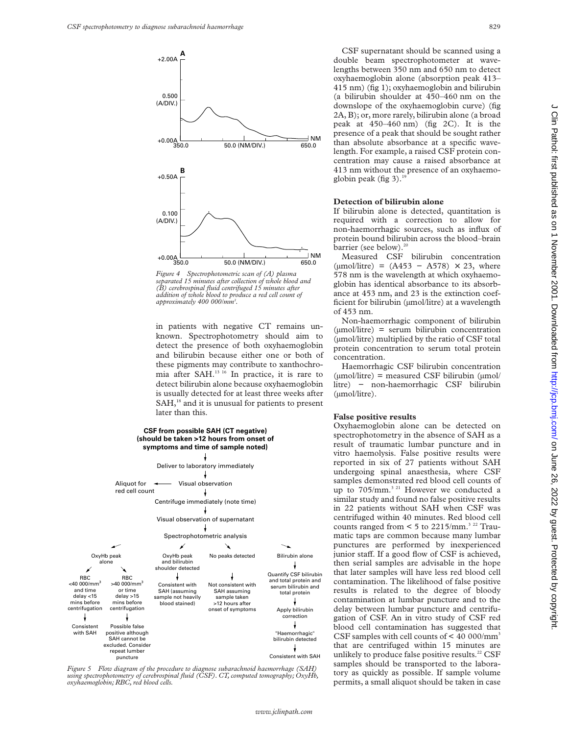Figure 4 Spectrophotometric scan of (A) plasma separated 15 minutes after collection of whole blood and (B) cerebrospinal fluid centrifuged 15 minutes after addition of whole blood to produce a red cell count of approximately 400 000/mm³.

in patients with negative CT remains unknown. Spectrophotometry should aim to detect the presence of both oxyhaemoglobin and bilirubin because either one or both of these pigments may contribute to xanthochromia after SAH.[13 16] In practice, it is rare to detect bilirubin alone because oxyhaemoglobin is usually detected for at least three weeks after SAH,[18] and it is unusual for patients to present later than this.

Figure 5 Flow diagram of the procedure to diagnose subarachnoid haemorrhage (SAH) using spectrophotometry of cerebrospinal fluid (CSF). CT, computed tomography; OxyHb, oxyhaemoglobin; RBC, red blood cells.

CSF supernatant should be scanned using a double beam spectrophotometer at wavelengths between 350 nm and 650 nm to detect oxyhaemoglobin alone (absorption peak 413–415 nm) (fig 1); oxyhaemoglobin and bilirubin (a bilirubin shoulder at 450–460 nm on the downslope of the oxyhaemoglobin curve) (fig 2A, B); or, more rarely, bilirubin alone (a broad peak at 450–460 nm) (fig 2C). It is the presence of a peak that should be sought rather than absolute absorbance at a specific wavelength. For example, a raised CSF protein concentration may cause a raised absorbance at 413 nm without the presence of an oxyhaemoglobin peak (fig 3).[19]

### Detection of bilirubin alone

If bilirubin alone is detected, quantitation is required with a correction to allow for non-haemorrhagic sources, such as influx of protein bound bilirubin across the blood–brain barrier (see below).[20]

Measured CSF bilirubin concentration (µmol/litre) = $(A453 - A578) \times 23$, where 578 nm is the wavelength at which oxyhaemoglobin has identical absorbance to its absorbance at 453 nm, and 23 is the extinction coefficient for bilirubin (µmol/litre) at a wavelength of 453 nm.

Non-haemorrhagic component of bilirubin (µmol/litre) = serum bilirubin concentration (µmol/litre) multiplied by the ratio of CSF total protein concentration to serum total protein concentration.

Haemorrhagic CSF bilirubin concentration (µmol/litre) = measured CSF bilirubin (µmol/litre) − non-haemorrhagic CSF bilirubin (µmol/litre).

### False positive results

Oxyhaemoglobin alone can be detected on spectrophotometry in the absence of SAH as a result of traumatic lumbar puncture and in vitro haemolysis. False positive results were reported in six of 27 patients without SAH undergoing spinal anaesthesia, where CSF samples demonstrated red blood cell counts of up to 705/mm.[3 21] However we conducted a similar study and found no false positive results in 22 patients without SAH when CSF was centrifuged within 40 minutes. Red blood cell counts ranged from < 5 to 2215/mm.[3 22] Traumatic taps are common because many lumbar punctures are performed by inexperienced junior staff. If a good flow of CSF is achieved, then serial samples are advisable in the hope that later samples will have less red blood cell contamination. The likelihood of false positive results is related to the degree of bloody contamination at lumbar puncture and to the delay between lumbar puncture and centrifugation of CSF. An in vitro study of CSF red blood cell contamination has suggested that CSF samples with cell counts of < 40 000/mm³ that are centrifuged within 15 minutes are unlikely to produce false positive results.[22] CSF samples should be transported to the laboratory as quickly as possible. If sample volume permits, a small aliquot should be taken in case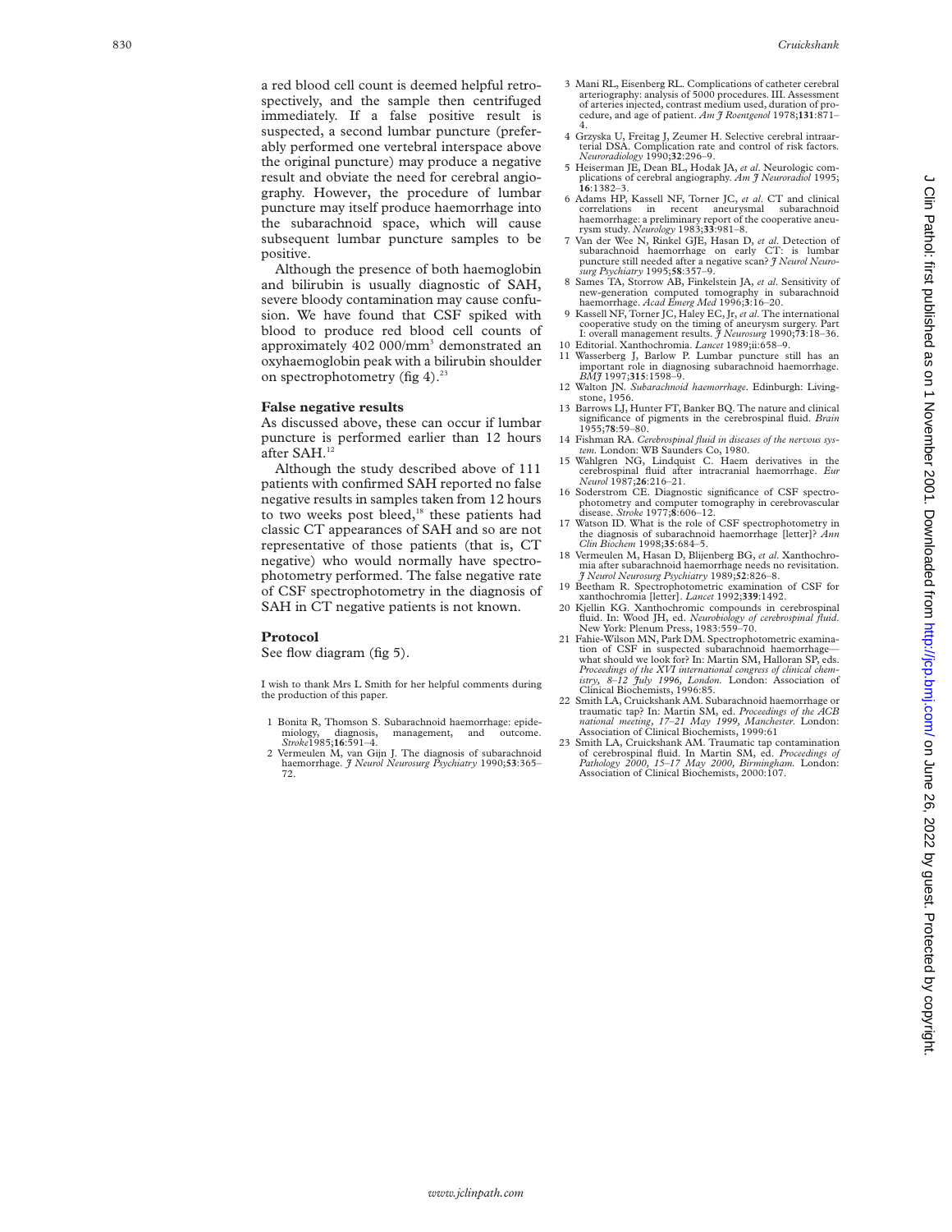a red blood cell count is deemed helpful retrospectively, and the sample then centrifuged immediately. If a false positive result is suspected, a second lumbar puncture (preferably performed one vertebral interspace above the original puncture) may produce a negative result and obviate the need for cerebral angiography. However, the procedure of lumbar puncture may itself produce haemorrhage into the subarachnoid space, which will cause subsequent lumbar puncture samples to be positive.

Although the presence of both haemoglobin and bilirubin is usually diagnostic of SAH, severe bloody contamination may cause confusion. We have found that CSF spiked with blood to produce red blood cell counts of approximately 402 000/mm$^3$ demonstrated an oxyhaemoglobin peak with a bilirubin shoulder on spectrophotometry (fig 4).[23]

### False negative results

As discussed above, these can occur if lumbar puncture is performed earlier than 12 hours after SAH.[12]

Although the study described above of 111 patients with confirmed SAH reported no false negative results in samples taken from 12 hours to two weeks post bleed,[18] these patients had classic CT appearances of SAH and so are not representative of those patients (that is, CT negative) who would normally have spectrophotometry performed. The false negative rate of CSF spectrophotometry in the diagnosis of SAH in CT negative patients is not known.

### Protocol

See flow diagram (fig 5).

I wish to thank Mrs L Smith for her helpful comments during the production of this paper.

1. Bonita R, Thomson S. Subarachnoid haemorrhage: epidemiology, diagnosis, management, and outcome. *Stroke* 1985;**16**:591–4.
2. Vermeulen M, van Gijn J. The diagnosis of subarachnoid haemorrhage. *J Neurol Neurosurg Psychiatry* 1990;**53**:365–72.
3. Mani RL, Eisenberg RL. Complications of catheter cerebral arteriography: analysis of 5000 procedures. III. Assessment of arteries injected, contrast medium used, duration of procedure, and age of patient. *Am J Roentgenol* 1978;**131**:871–4.
4. Grzyska U, Freitag J, Zeumer H. Selective cerebral intraarterial DSA. Complication rate and control of risk factors. *Neuroradiology* 1990;**32**:296–9.
5. Heiserman JE, Dean BL, Hodak JA, *et al*. Neurologic complications of cerebral angiography. *Am J Neuroradiol* 1995;**16**:1382–3.
6. Adams HP, Kassell NF, Torner JC, *et al*. CT and clinical correlations in recent aneurysmal subarachnoid haemorrhage: a preliminary report of the cooperative aneurysm study. *Neurology* 1983;**33**:981–8.
7. Van der Wee N, Rinkel GJE, Hasan D, *et al*. Detection of subarachnoid haemorrhage on early CT: is lumbar puncture still needed after a negative scan? *J Neurol Neurosurg Psychiatry* 1995;**58**:357–9.
8. Sames TA, Storrow AB, Finkelstein JA, *et al*. Sensitivity of new-generation computed tomography in subarachnoid haemorrhage. *Acad Emerg Med* 1996;**3**:16–20.
9. Kassell NF, Torner JC, Haley EC, Jr, *et al*. The international cooperative study on the timing of aneurysm surgery. Part I: overall management results. *J Neurosurg* 1990;**73**:18–36.
10. Editorial. Xanthochromia. *Lancet* 1989;**ii**:658–9.
11. Wasserberg J, Barlow P. Lumbar puncture still has an important role in diagnosing subarachnoid haemorrhage. *BMJ* 1997;**315**:1598–9.
12. Walton JN. *Subarachnoid haemorrhage*. Edinburgh: Livingstone, 1956.
13. Barrows LJ, Hunter FT, Banker BQ. The nature and clinical significance of pigments in the cerebrospinal fluid. *Brain* 1955;**78**:59–80.
14. Fishman RA. *Cerebrospinal fluid in diseases of the nervous system*. London: WB Saunders Co, 1980.
15. Wahlgren NG, Lindquist C. Haem derivatives in the cerebrospinal fluid after intracranial haemorrhage. *Eur Neurol* 1987;**26**:216–21.
16. Soderstrom CE. Diagnostic significance of CSF spectrophotometry and computer tomography in cerebrovascular disease. *Stroke* 1977;**8**:606–12.
17. Watson ID. What is the role of CSF spectrophotometry in the diagnosis of subarachnoid haemorrhage [letter]? *Ann Clin Biochem* 1998;**35**:684–5.
18. Vermeulen M, Hasan D, Blijenberg BG, *et al*. Xanthochromia after subarachnoid haemorrhage needs no revisitation. *J Neurol Neurosurg Psychiatry* 1989;**52**:826–8.
19. Beetham R. Spectrophotometric examination of CSF for xanthochromia [letter]. *Lancet* 1992;**339**:1492.
20. Kjellin KG. Xanthochromic compounds in cerebrospinal fluid. In: Wood JH, ed. *Neurobiology of cerebrospinal fluid*. New York: Plenum Press, 1983:559–70.
21. Fahie-Wilson MN, Park DM. Spectrophotometric examination of CSF in suspected subarachnoid haemorrhage—what should we look for? In: Martin SM, Halloran SP, eds. *Proceedings of the XVI international congress of clinical chemistry, 8–12 July 1996, London*. London: Association of Clinical Biochemists, 1996:85.
22. Smith LA, Cruickshank AM. Subarachnoid haemorrhage or traumatic tap? In: Martin SM, ed. *Proceedings of the ACB national meeting, 17–21 May 1999, Manchester*. London: Association of Clinical Biochemists, 1999:61
23. Smith LA, Cruickshank AM. Traumatic tap contamination of cerebrospinal fluid. In Martin SM, ed. *Proceedings of Pathology 2000, 15–17 May 2000, Birmingham*. London: Association of Clinical Biochemists, 2000:107.